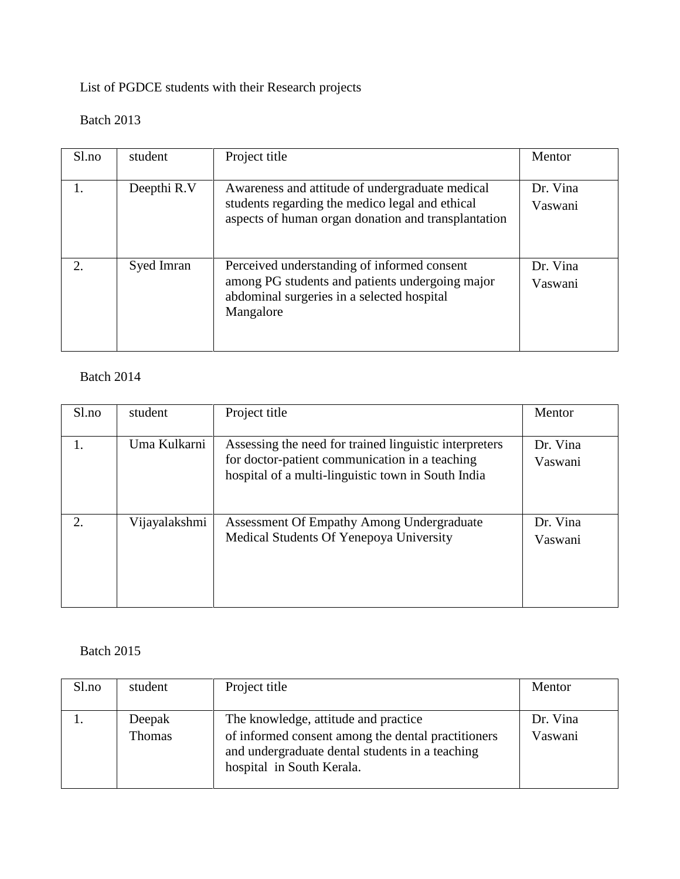List of PGDCE students with their Research projects

Batch 2013

| Sl.no | student | Project title | Mentor |
| --- | --- | --- | --- |
| 1. | Deepthi R.V | Awareness and attitude of undergraduate medical students regarding the medico legal and ethical aspects of human organ donation and transplantation | Dr. Vina Vaswani |
| 2. | Syed Imran | Perceived understanding of informed consent among PG students and patients undergoing major abdominal surgeries in a selected hospital Mangalore | Dr. Vina Vaswani |

Batch 2014

| Sl.no | student | Project title | Mentor |
| --- | --- | --- | --- |
| 1. | Uma Kulkarni | Assessing the need for trained linguistic interpreters for doctor-patient communication in a teaching hospital of a multi-linguistic town in South India | Dr. Vina Vaswani |
| 2. | Vijayalakshmi | Assessment Of Empathy Among Undergraduate Medical Students Of Yenepoya University | Dr. Vina Vaswani |

Batch 2015

| Sl.no | student | Project title | Mentor |
| --- | --- | --- | --- |
| 1. | Deepak Thomas | The knowledge, attitude and practice of informed consent among the dental practitioners and undergraduate dental students in a teaching hospital in South Kerala. | Dr. Vina Vaswani |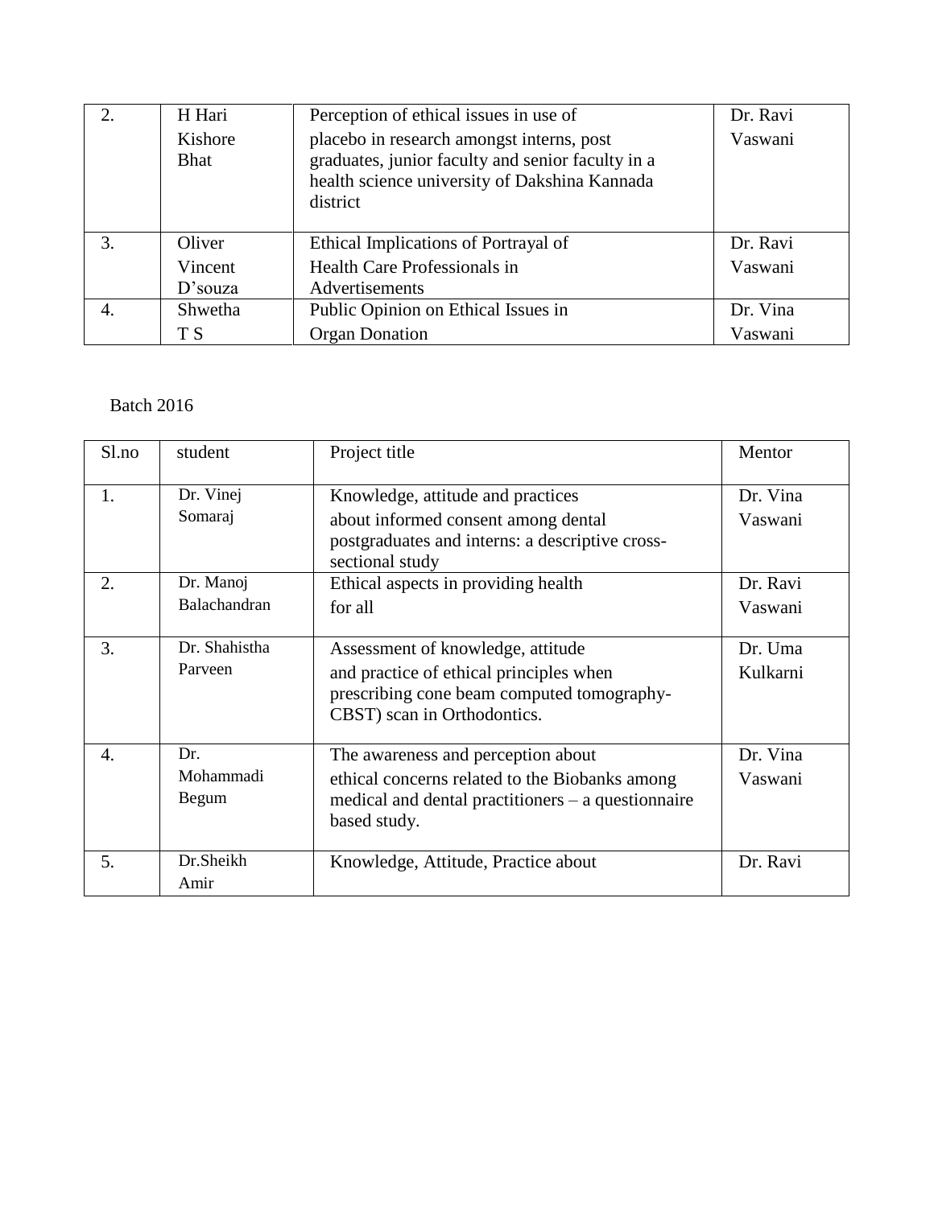| 2. | H Hari Kishore Bhat | Perception of ethical issues in use of placebo in research amongst interns, post graduates, junior faculty and senior faculty in a health science university of Dakshina Kannada district | Dr. Ravi Vaswani |
|---|---|---|---|
| 3. | Oliver Vincent D'souza | Ethical Implications of Portrayal of Health Care Professionals in Advertisements | Dr. Ravi Vaswani |
| 4. | Shwetha T S | Public Opinion on Ethical Issues in Organ Donation | Dr. Vina Vaswani |

Batch 2016

| Sl.no | student | Project title | Mentor |
|---|---|---|---|
| 1. | Dr. Vinej Somaraj | Knowledge, attitude and practices about informed consent among dental postgraduates and interns: a descriptive cross-sectional study | Dr. Vina Vaswani |
| 2. | Dr. Manoj Balachandran | Ethical aspects in providing health for all | Dr. Ravi Vaswani |
| 3. | Dr. Shahistha Parveen | Assessment of knowledge, attitude and practice of ethical principles when prescribing cone beam computed tomography-CBST) scan in Orthodontics. | Dr. Uma Kulkarni |
| 4. | Dr. Mohammadi Begum | The awareness and perception about ethical concerns related to the Biobanks among medical and dental practitioners – a questionnaire based study. | Dr. Vina Vaswani |
| 5. | Dr.Sheikh Amir | Knowledge, Attitude, Practice about | Dr. Ravi |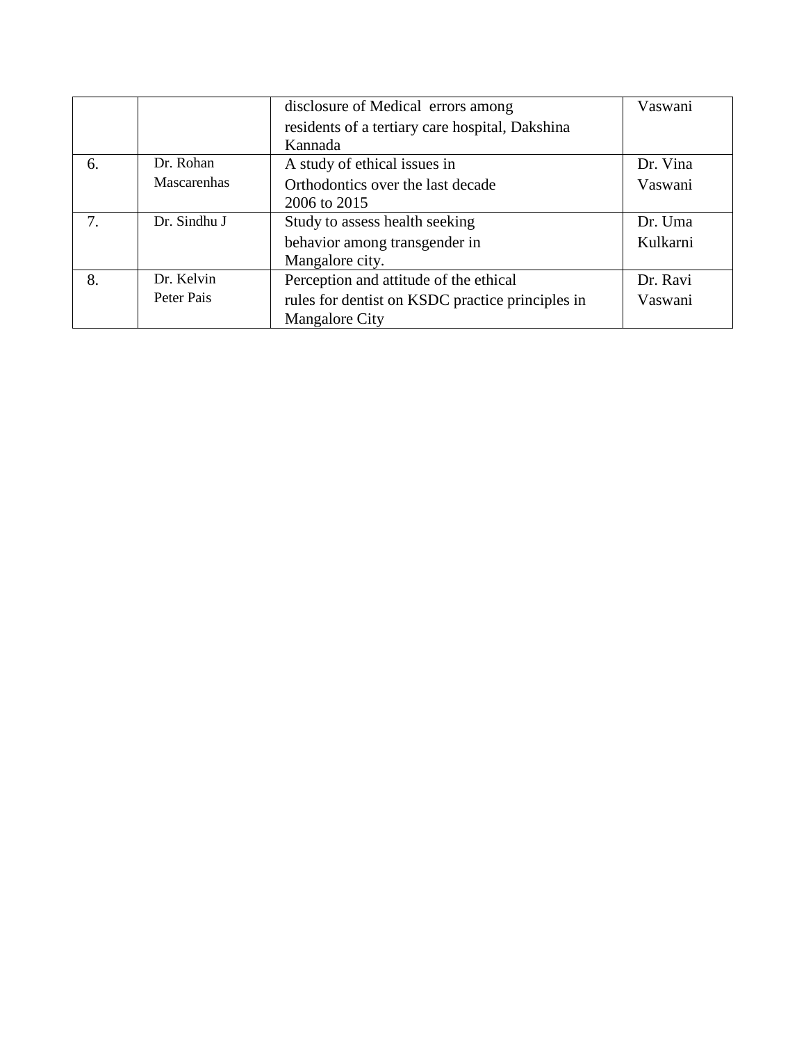| | | | |
|---|---|---|---|
| | | disclosure of Medical errors among residents of a tertiary care hospital, Dakshina Kannada | Vaswani |
| 6. | Dr. Rohan Mascarenhas | A study of ethical issues in Orthodontics over the last decade 2006 to 2015 | Dr. Vina Vaswani |
| 7. | Dr. Sindhu J | Study to assess health seeking behavior among transgender in Mangalore city. | Dr. Uma Kulkarni |
| 8. | Dr. Kelvin Peter Pais | Perception and attitude of the ethical rules for dentist on KSDC practice principles in Mangalore City | Dr. Ravi Vaswani |